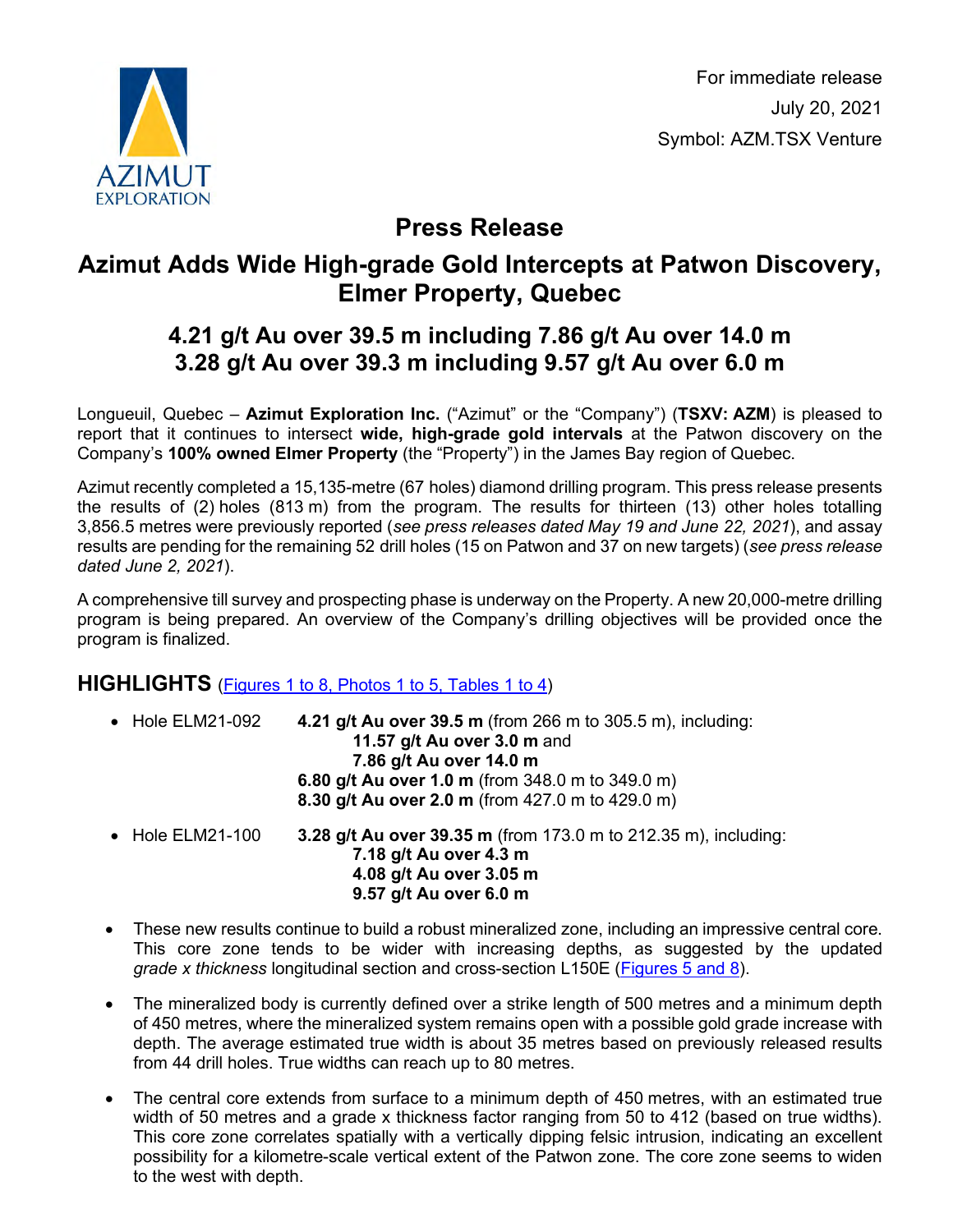For immediate release

July 20, 2021

Symbol: AZM.TSX Venture

# Press Release

## Azimut Adds Wide High-grade Gold Intercepts at Patwon Discovery, Elmer Property, Quebec

### 4.21 g/t Au over 39.5 m including 7.86 g/t Au over 14.0 m
### 3.28 g/t Au over 39.3 m including 9.57 g/t Au over 6.0 m

Longueuil, Quebec – **Azimut Exploration Inc.** ("Azimut" or the "Company") (**TSXV: AZM**) is pleased to report that it continues to intersect **wide, high-grade gold intervals** at the Patwon discovery on the Company's **100% owned Elmer Property** (the "Property") in the James Bay region of Quebec.

Azimut recently completed a 15,135-metre (67 holes) diamond drilling program. This press release presents the results of (2) holes (813 m) from the program. The results for thirteen (13) other holes totalling 3,856.5 metres were previously reported (*see press releases dated May 19 and June 22, 2021*), and assay results are pending for the remaining 52 drill holes (15 on Patwon and 37 on new targets) (*see press release dated June 2, 2021*).

A comprehensive till survey and prospecting phase is underway on the Property. A new 20,000-metre drilling program is being prepared. An overview of the Company's drilling objectives will be provided once the program is finalized.

## HIGHLIGHTS (Figures 1 to 8, Photos 1 to 5, Tables 1 to 4)

- Hole ELM21-092
  - **4.21 g/t Au over 39.5 m** (from 266 m to 305.5 m), including:
    - **11.57 g/t Au over 3.0 m** and
    - **7.86 g/t Au over 14.0 m**
  - **6.80 g/t Au over 1.0 m** (from 348.0 m to 349.0 m)
  - **8.30 g/t Au over 2.0 m** (from 427.0 m to 429.0 m)
- Hole ELM21-100
  - **3.28 g/t Au over 39.35 m** (from 173.0 m to 212.35 m), including:
    - **7.18 g/t Au over 4.3 m**
    - **4.08 g/t Au over 3.05 m**
    - **9.57 g/t Au over 6.0 m**
- These new results continue to build a robust mineralized zone, including an impressive central core. This core zone tends to be wider with increasing depths, as suggested by the updated *grade x thickness* longitudinal section and cross-section L150E (Figures 5 and 8).
- The mineralized body is currently defined over a strike length of 500 metres and a minimum depth of 450 metres, where the mineralized system remains open with a possible gold grade increase with depth. The average estimated true width is about 35 metres based on previously released results from 44 drill holes. True widths can reach up to 80 metres.
- The central core extends from surface to a minimum depth of 450 metres, with an estimated true width of 50 metres and a grade x thickness factor ranging from 50 to 412 (based on true widths). This core zone correlates spatially with a vertically dipping felsic intrusion, indicating an excellent possibility for a kilometre-scale vertical extent of the Patwon zone. The core zone seems to widen to the west with depth.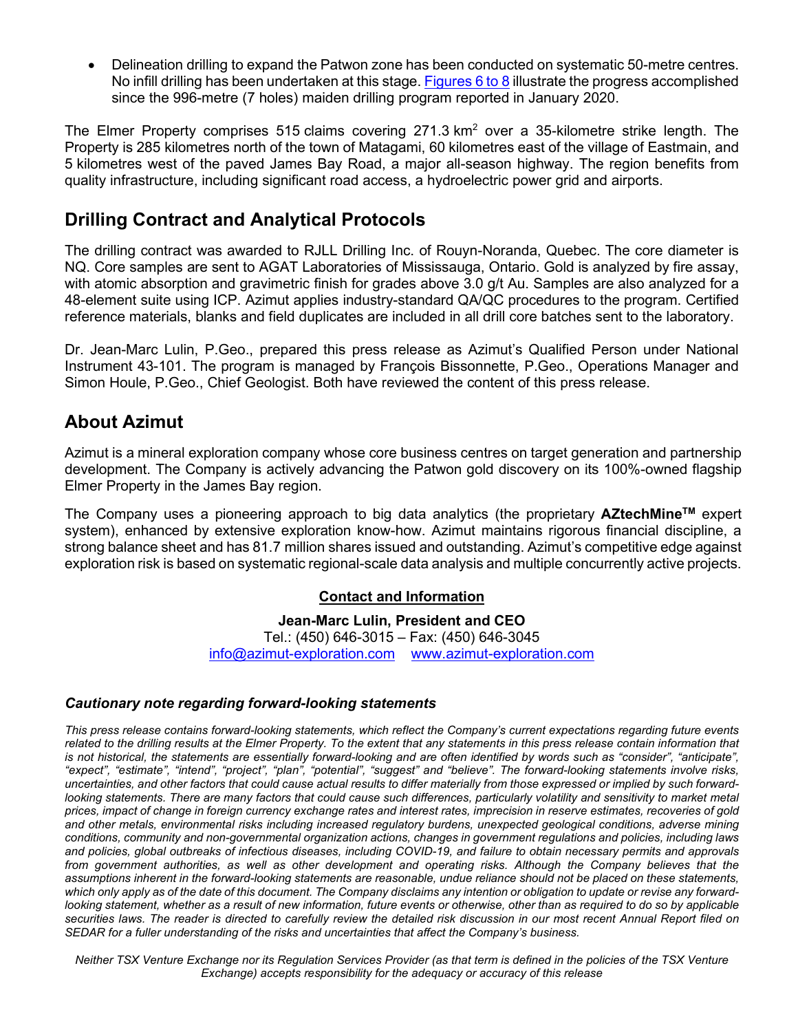- Delineation drilling to expand the Patwon zone has been conducted on systematic 50-metre centres. No infill drilling has been undertaken at this stage. Figures 6 to 8 illustrate the progress accomplished since the 996-metre (7 holes) maiden drilling program reported in January 2020.

The Elmer Property comprises 515 claims covering 271.3 km$^2$ over a 35-kilometre strike length. The Property is 285 kilometres north of the town of Matagami, 60 kilometres east of the village of Eastmain, and 5 kilometres west of the paved James Bay Road, a major all-season highway. The region benefits from quality infrastructure, including significant road access, a hydroelectric power grid and airports.

## Drilling Contract and Analytical Protocols

The drilling contract was awarded to RJLL Drilling Inc. of Rouyn-Noranda, Quebec. The core diameter is NQ. Core samples are sent to AGAT Laboratories of Mississauga, Ontario. Gold is analyzed by fire assay, with atomic absorption and gravimetric finish for grades above 3.0 g/t Au. Samples are also analyzed for a 48-element suite using ICP. Azimut applies industry-standard QA/QC procedures to the program. Certified reference materials, blanks and field duplicates are included in all drill core batches sent to the laboratory.

Dr. Jean-Marc Lulin, P.Geo., prepared this press release as Azimut's Qualified Person under National Instrument 43-101. The program is managed by François Bissonnette, P.Geo., Operations Manager and Simon Houle, P.Geo., Chief Geologist. Both have reviewed the content of this press release.

## About Azimut

Azimut is a mineral exploration company whose core business centres on target generation and partnership development. The Company is actively advancing the Patwon gold discovery on its 100%-owned flagship Elmer Property in the James Bay region.

The Company uses a pioneering approach to big data analytics (the proprietary **AZtechMine™** expert system), enhanced by extensive exploration know-how. Azimut maintains rigorous financial discipline, a strong balance sheet and has 81.7 million shares issued and outstanding. Azimut's competitive edge against exploration risk is based on systematic regional-scale data analysis and multiple concurrently active projects.

**Contact and Information**

**Jean-Marc Lulin, President and CEO**
Tel.: (450) 646-3015 – Fax: (450) 646-3045
info@azimut-exploration.com www.azimut-exploration.com

### *Cautionary note regarding forward-looking statements*

*This press release contains forward-looking statements, which reflect the Company's current expectations regarding future events related to the drilling results at the Elmer Property. To the extent that any statements in this press release contain information that is not historical, the statements are essentially forward-looking and are often identified by words such as "consider", "anticipate", "expect", "estimate", "intend", "project", "plan", "potential", "suggest" and "believe". The forward-looking statements involve risks, uncertainties, and other factors that could cause actual results to differ materially from those expressed or implied by such forward-looking statements. There are many factors that could cause such differences, particularly volatility and sensitivity to market metal prices, impact of change in foreign currency exchange rates and interest rates, imprecision in reserve estimates, recoveries of gold and other metals, environmental risks including increased regulatory burdens, unexpected geological conditions, adverse mining conditions, community and non-governmental organization actions, changes in government regulations and policies, including laws and policies, global outbreaks of infectious diseases, including COVID-19, and failure to obtain necessary permits and approvals from government authorities, as well as other development and operating risks. Although the Company believes that the assumptions inherent in the forward-looking statements are reasonable, undue reliance should not be placed on these statements, which only apply as of the date of this document. The Company disclaims any intention or obligation to update or revise any forward-looking statement, whether as a result of new information, future events or otherwise, other than as required to do so by applicable securities laws. The reader is directed to carefully review the detailed risk discussion in our most recent Annual Report filed on SEDAR for a fuller understanding of the risks and uncertainties that affect the Company's business.*

*Neither TSX Venture Exchange nor its Regulation Services Provider (as that term is defined in the policies of the TSX Venture Exchange) accepts responsibility for the adequacy or accuracy of this release*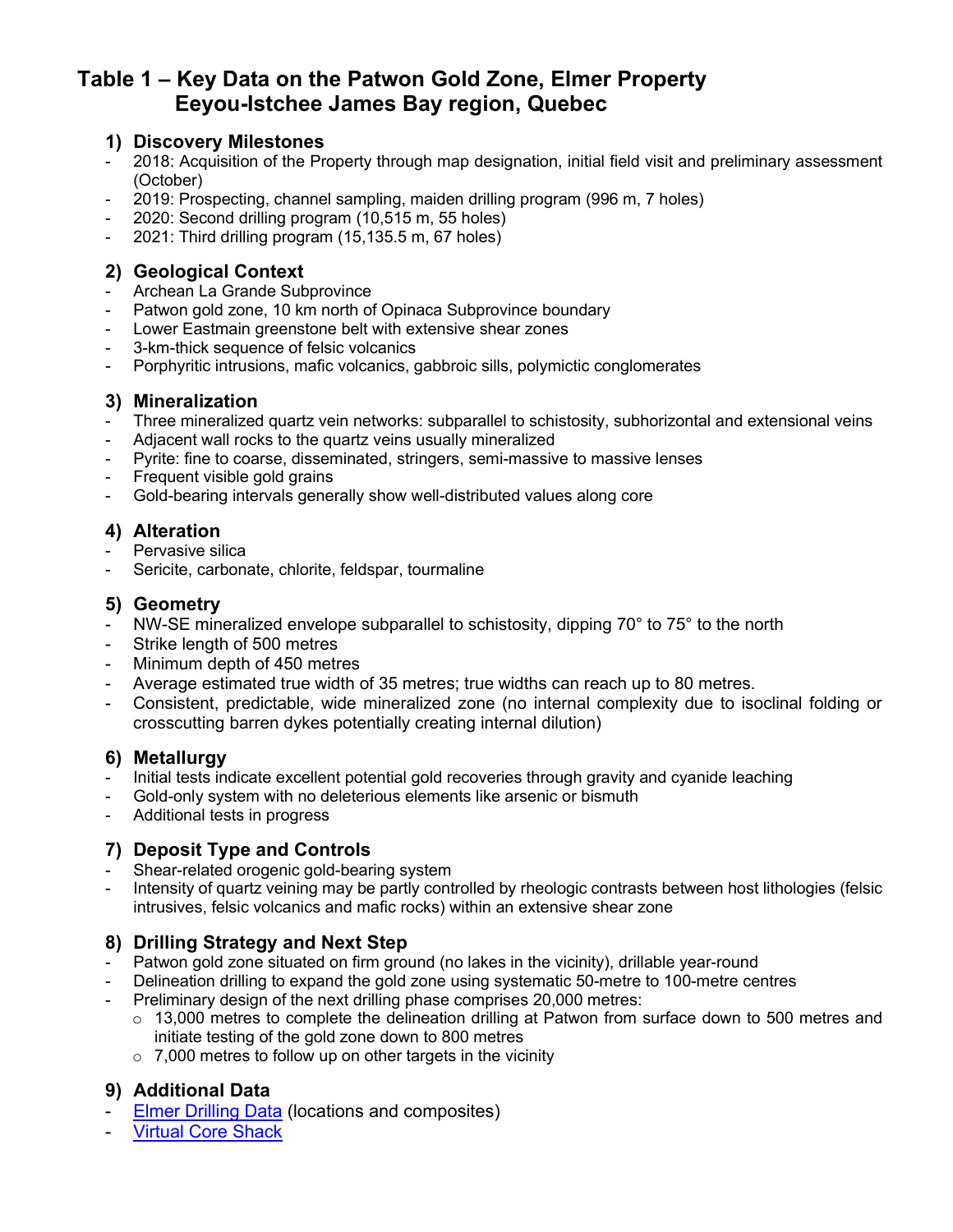# Table 1 – Key Data on the Patwon Gold Zone, Elmer Property Eeyou-Istchee James Bay region, Quebec

## 1) Discovery Milestones

- 2018: Acquisition of the Property through map designation, initial field visit and preliminary assessment (October)
- 2019: Prospecting, channel sampling, maiden drilling program (996 m, 7 holes)
- 2020: Second drilling program (10,515 m, 55 holes)
- 2021: Third drilling program (15,135.5 m, 67 holes)

## 2) Geological Context

- Archean La Grande Subprovince
- Patwon gold zone, 10 km north of Opinaca Subprovince boundary
- Lower Eastmain greenstone belt with extensive shear zones
- 3-km-thick sequence of felsic volcanics
- Porphyritic intrusions, mafic volcanics, gabbroic sills, polymictic conglomerates

## 3) Mineralization

- Three mineralized quartz vein networks: subparallel to schistosity, subhorizontal and extensional veins
- Adjacent wall rocks to the quartz veins usually mineralized
- Pyrite: fine to coarse, disseminated, stringers, semi-massive to massive lenses
- Frequent visible gold grains
- Gold-bearing intervals generally show well-distributed values along core

## 4) Alteration

- Pervasive silica
- Sericite, carbonate, chlorite, feldspar, tourmaline

## 5) Geometry

- NW-SE mineralized envelope subparallel to schistosity, dipping 70° to 75° to the north
- Strike length of 500 metres
- Minimum depth of 450 metres
- Average estimated true width of 35 metres; true widths can reach up to 80 metres.
- Consistent, predictable, wide mineralized zone (no internal complexity due to isoclinal folding or crosscutting barren dykes potentially creating internal dilution)

## 6) Metallurgy

- Initial tests indicate excellent potential gold recoveries through gravity and cyanide leaching
- Gold-only system with no deleterious elements like arsenic or bismuth
- Additional tests in progress

## 7) Deposit Type and Controls

- Shear-related orogenic gold-bearing system
- Intensity of quartz veining may be partly controlled by rheologic contrasts between host lithologies (felsic intrusives, felsic volcanics and mafic rocks) within an extensive shear zone

## 8) Drilling Strategy and Next Step

- Patwon gold zone situated on firm ground (no lakes in the vicinity), drillable year-round
- Delineation drilling to expand the gold zone using systematic 50-metre to 100-metre centres
- Preliminary design of the next drilling phase comprises 20,000 metres:
  - 13,000 metres to complete the delineation drilling at Patwon from surface down to 500 metres and initiate testing of the gold zone down to 800 metres
  - 7,000 metres to follow up on other targets in the vicinity

## 9) Additional Data

- Elmer Drilling Data (locations and composites)
- Virtual Core Shack